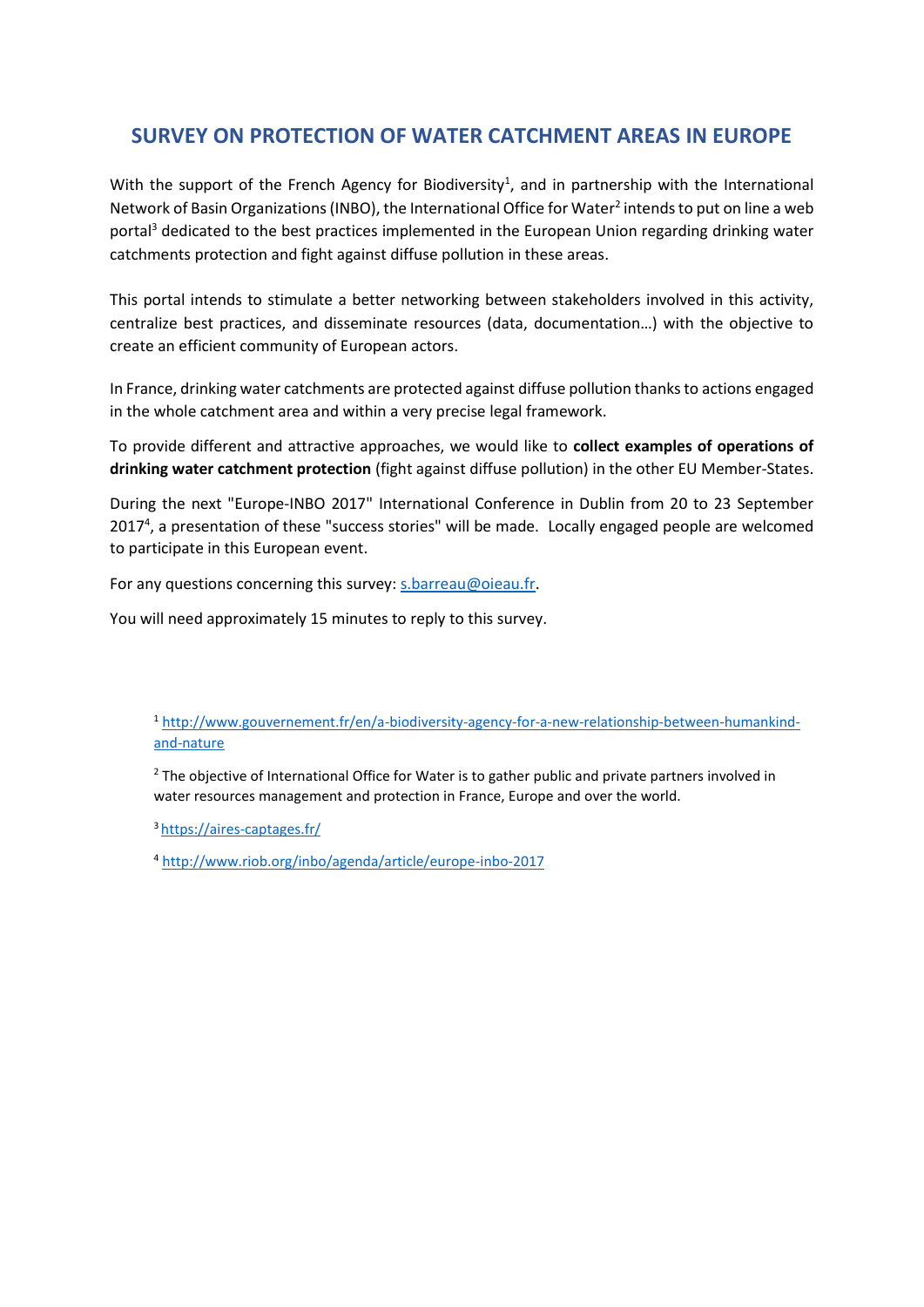# SURVEY ON PROTECTION OF WATER CATCHMENT AREAS IN EUROPE

With the support of the French Agency for Biodiversity[1], and in partnership with the International Network of Basin Organizations (INBO), the International Office for Water[2] intends to put on line a web portal[3] dedicated to the best practices implemented in the European Union regarding drinking water catchments protection and fight against diffuse pollution in these areas.

This portal intends to stimulate a better networking between stakeholders involved in this activity, centralize best practices, and disseminate resources (data, documentation…) with the objective to create an efficient community of European actors.

In France, drinking water catchments are protected against diffuse pollution thanks to actions engaged in the whole catchment area and within a very precise legal framework.

To provide different and attractive approaches, we would like to **collect examples of operations of drinking water catchment protection** (fight against diffuse pollution) in the other EU Member-States.

During the next "Europe-INBO 2017" International Conference in Dublin from 20 to 23 September 2017[4], a presentation of these "success stories" will be made. Locally engaged people are welcomed to participate in this European event.

For any questions concerning this survey: s.barreau@oieau.fr.

You will need approximately 15 minutes to reply to this survey.

[1] http://www.gouvernement.fr/en/a-biodiversity-agency-for-a-new-relationship-between-humankind-and-nature

[2] The objective of International Office for Water is to gather public and private partners involved in water resources management and protection in France, Europe and over the world.

[3] https://aires-captages.fr/

[4] http://www.riob.org/inbo/agenda/article/europe-inbo-2017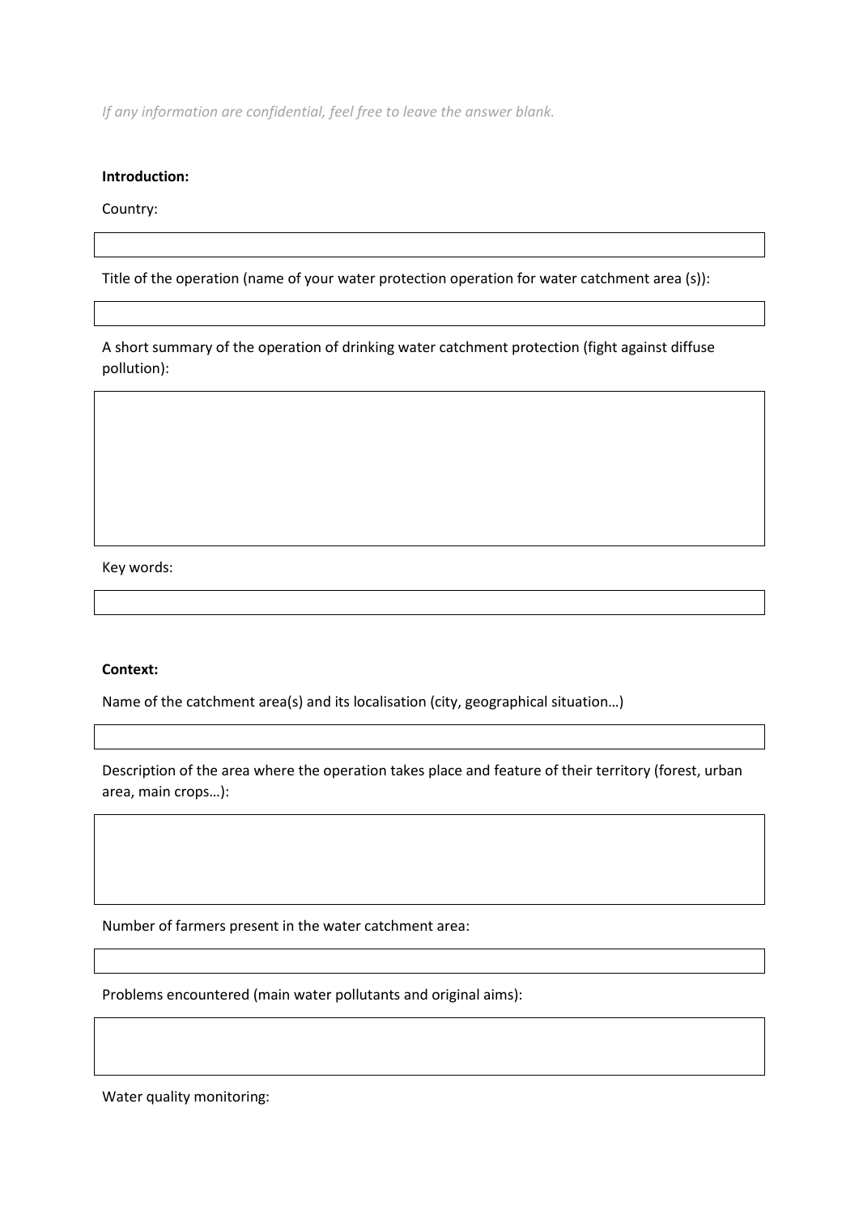*If any information are confidential, feel free to leave the answer blank.*

**Introduction:**

Country:

Title of the operation (name of your water protection operation for water catchment area (s)):

A short summary of the operation of drinking water catchment protection (fight against diffuse pollution):

Key words:

**Context:**

Name of the catchment area(s) and its localisation (city, geographical situation…)

Description of the area where the operation takes place and feature of their territory (forest, urban area, main crops…):

Number of farmers present in the water catchment area:

Problems encountered (main water pollutants and original aims):

Water quality monitoring: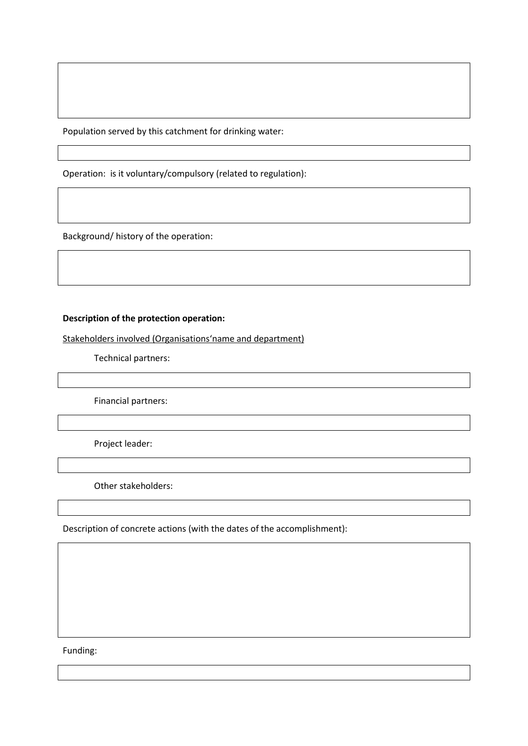Population served by this catchment for drinking water:

Operation: is it voluntary/compulsory (related to regulation):

Background/ history of the operation:

**Description of the protection operation:**

<u>Stakeholders involved (Organisations'name and department)</u>

Technical partners:

Financial partners:

Project leader:

Other stakeholders:

Description of concrete actions (with the dates of the accomplishment):

Funding: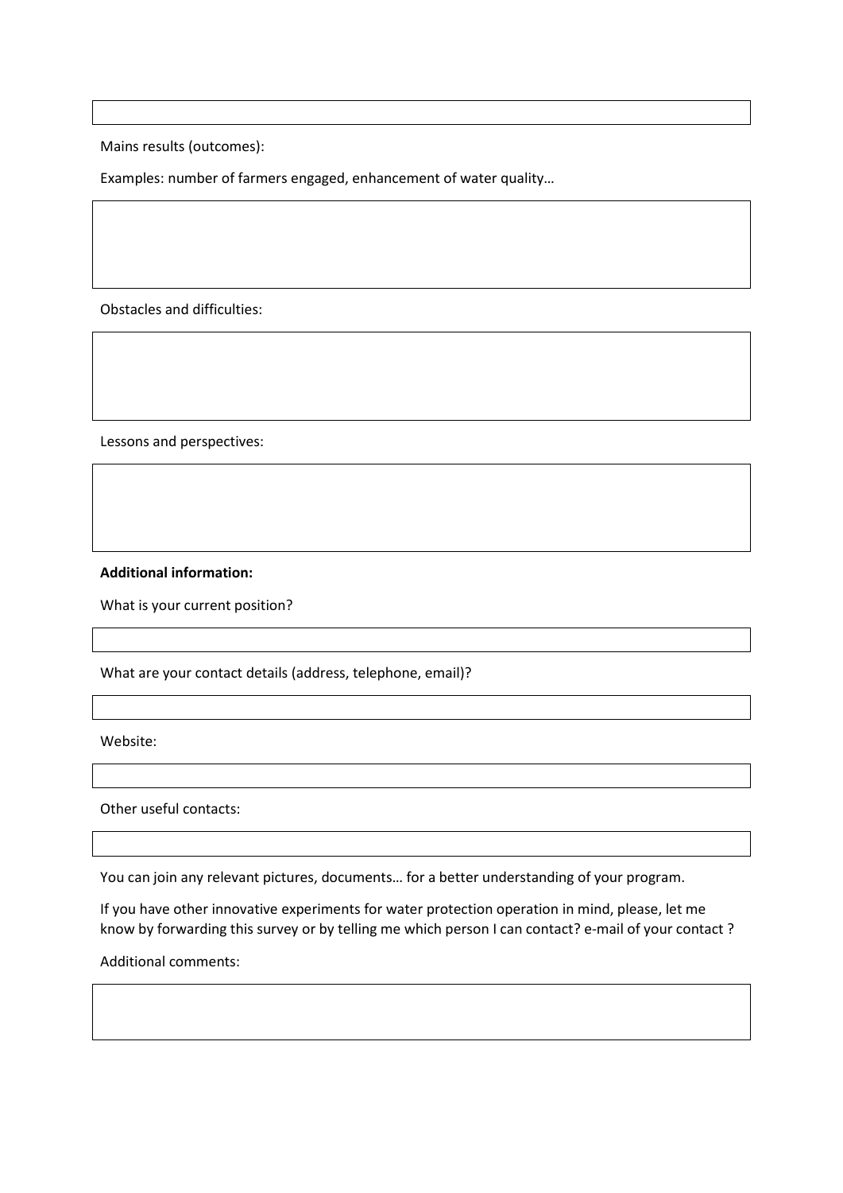Mains results (outcomes):

Examples: number of farmers engaged, enhancement of water quality…

Obstacles and difficulties:

Lessons and perspectives:

**Additional information:**

What is your current position?

What are your contact details (address, telephone, email)?

Website:

Other useful contacts:

You can join any relevant pictures, documents… for a better understanding of your program.

If you have other innovative experiments for water protection operation in mind, please, let me know by forwarding this survey or by telling me which person I can contact? e-mail of your contact ?

Additional comments: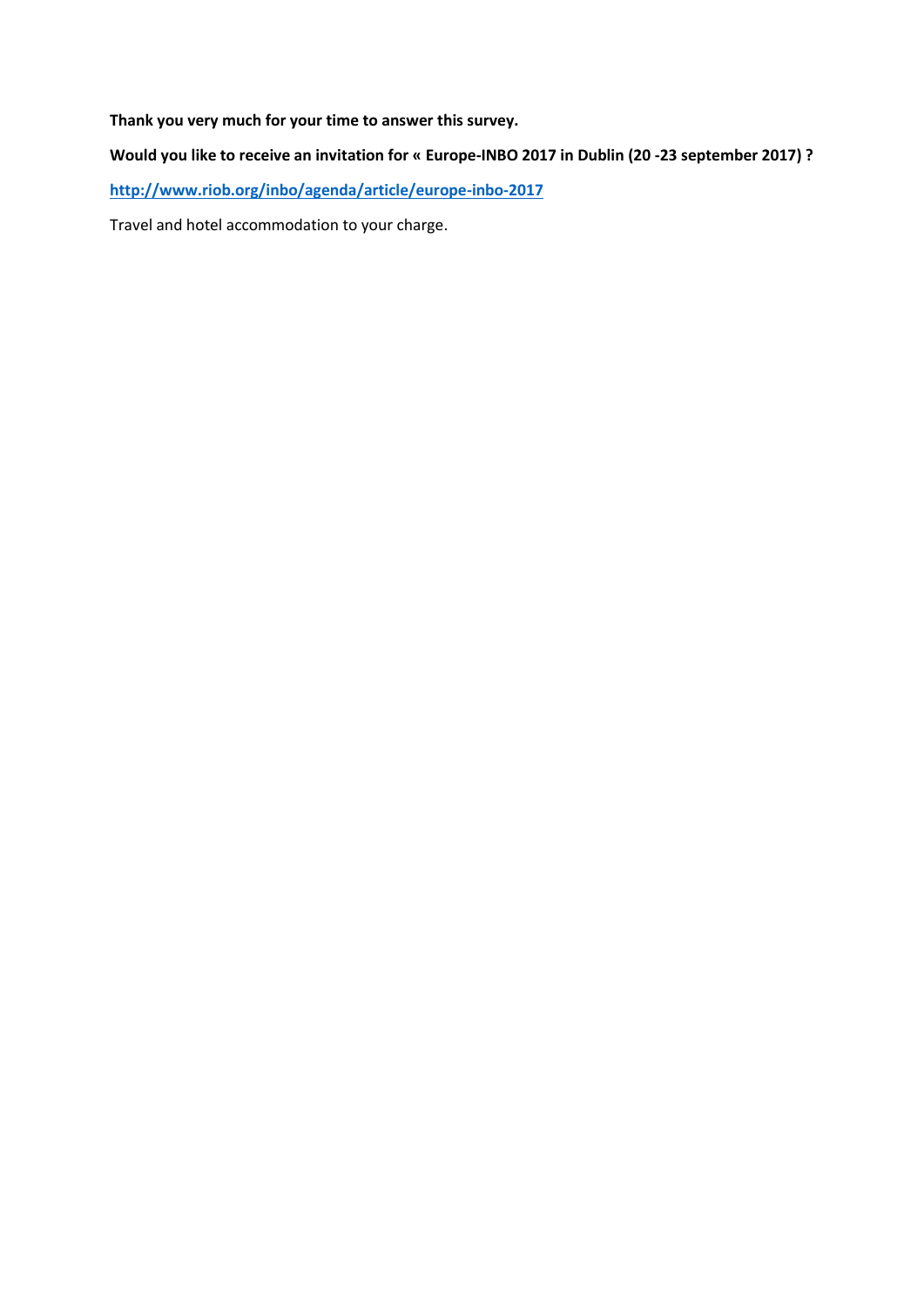**Thank you very much for your time to answer this survey.**

**Would you like to receive an invitation for « Europe-INBO 2017 in Dublin (20 -23 september 2017) ?**

**[http://www.riob.org/inbo/agenda/article/europe-inbo-2017](http://www.riob.org/inbo/agenda/article/europe-inbo-2017)**

Travel and hotel accommodation to your charge.